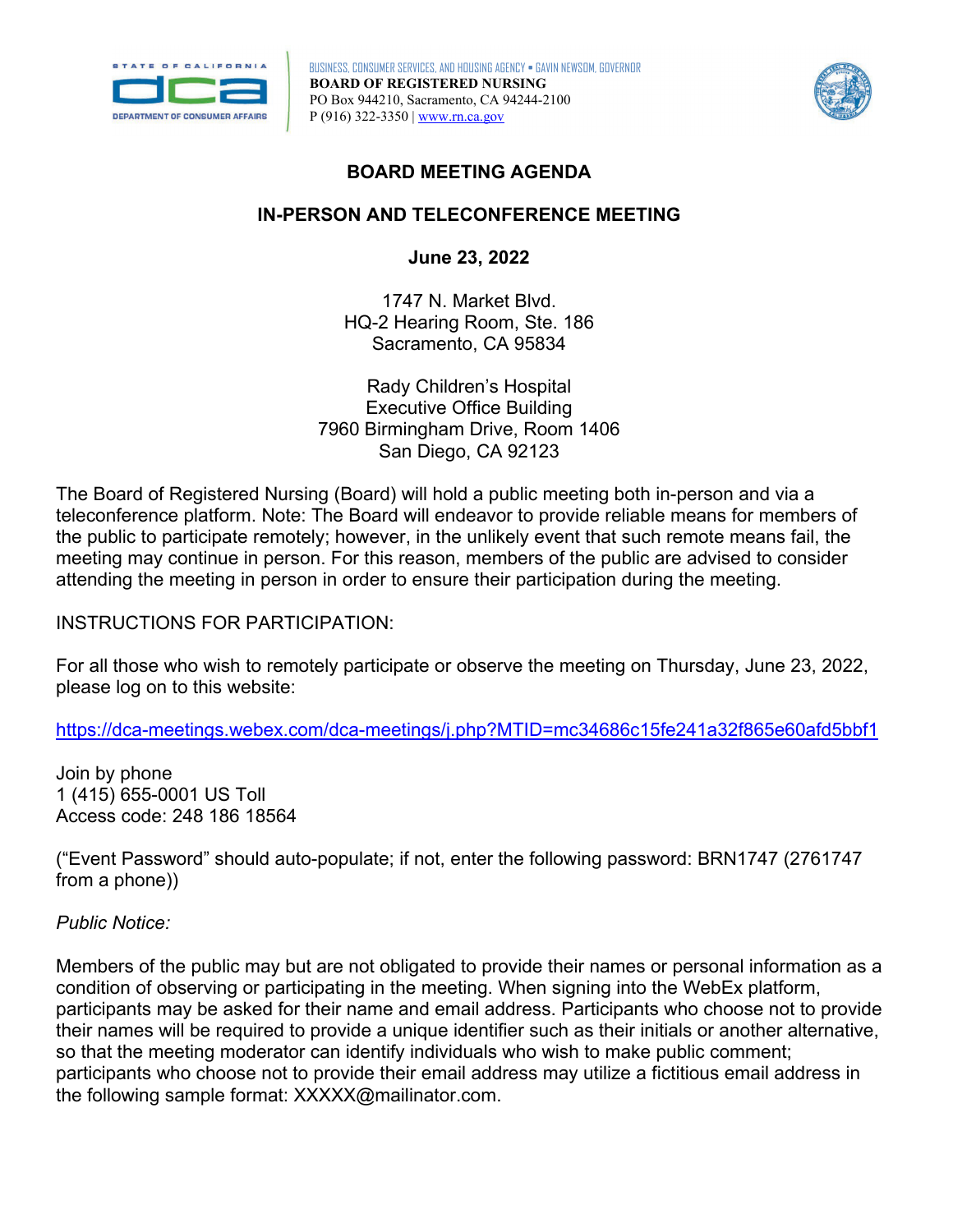BUSINESS, CONSUMER SERVICES, AND HOUSING AGENCY • GAVIN NEWSOM, GOVERNOR
**BOARD OF REGISTERED NURSING**
PO Box 944210, Sacramento, CA 94244-2100
P (916) 322-3350 | www.rn.ca.gov

# BOARD MEETING AGENDA

## IN-PERSON AND TELECONFERENCE MEETING

**June 23, 2022**

1747 N. Market Blvd.
HQ-2 Hearing Room, Ste. 186
Sacramento, CA 95834

Rady Children's Hospital
Executive Office Building
7960 Birmingham Drive, Room 1406
San Diego, CA 92123

The Board of Registered Nursing (Board) will hold a public meeting both in-person and via a teleconference platform. Note: The Board will endeavor to provide reliable means for members of the public to participate remotely; however, in the unlikely event that such remote means fail, the meeting may continue in person. For this reason, members of the public are advised to consider attending the meeting in person in order to ensure their participation during the meeting.

INSTRUCTIONS FOR PARTICIPATION:

For all those who wish to remotely participate or observe the meeting on Thursday, June 23, 2022, please log on to this website:

https://dca-meetings.webex.com/dca-meetings/j.php?MTID=mc34686c15fe241a32f865e60afd5bbf1

Join by phone
1 (415) 655-0001 US Toll
Access code: 248 186 18564

("Event Password" should auto-populate; if not, enter the following password: BRN1747 (2761747 from a phone))

*Public Notice:*

Members of the public may but are not obligated to provide their names or personal information as a condition of observing or participating in the meeting. When signing into the WebEx platform, participants may be asked for their name and email address. Participants who choose not to provide their names will be required to provide a unique identifier such as their initials or another alternative, so that the meeting moderator can identify individuals who wish to make public comment; participants who choose not to provide their email address may utilize a fictitious email address in the following sample format: XXXXX@mailinator.com.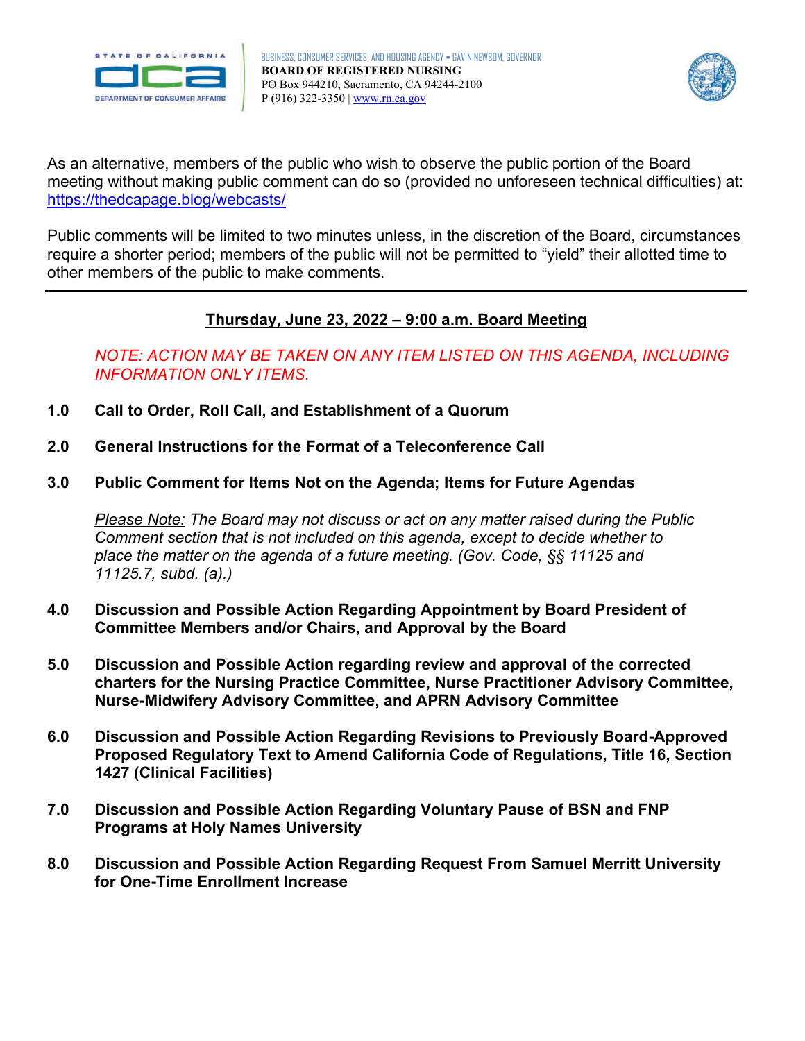As an alternative, members of the public who wish to observe the public portion of the Board meeting without making public comment can do so (provided no unforeseen technical difficulties) at: https://thedcapage.blog/webcasts/

Public comments will be limited to two minutes unless, in the discretion of the Board, circumstances require a shorter period; members of the public will not be permitted to "yield" their allotted time to other members of the public to make comments.

---

## Thursday, June 23, 2022 – 9:00 a.m. Board Meeting

*NOTE: ACTION MAY BE TAKEN ON ANY ITEM LISTED ON THIS AGENDA, INCLUDING INFORMATION ONLY ITEMS.*

**1.0 Call to Order, Roll Call, and Establishment of a Quorum**

**2.0 General Instructions for the Format of a Teleconference Call**

**3.0 Public Comment for Items Not on the Agenda; Items for Future Agendas**

*Please Note: The Board may not discuss or act on any matter raised during the Public Comment section that is not included on this agenda, except to decide whether to place the matter on the agenda of a future meeting. (Gov. Code, §§ 11125 and 11125.7, subd. (a).)*

**4.0 Discussion and Possible Action Regarding Appointment by Board President of Committee Members and/or Chairs, and Approval by the Board**

**5.0 Discussion and Possible Action regarding review and approval of the corrected charters for the Nursing Practice Committee, Nurse Practitioner Advisory Committee, Nurse-Midwifery Advisory Committee, and APRN Advisory Committee**

**6.0 Discussion and Possible Action Regarding Revisions to Previously Board-Approved Proposed Regulatory Text to Amend California Code of Regulations, Title 16, Section 1427 (Clinical Facilities)**

**7.0 Discussion and Possible Action Regarding Voluntary Pause of BSN and FNP Programs at Holy Names University**

**8.0 Discussion and Possible Action Regarding Request From Samuel Merritt University for One-Time Enrollment Increase**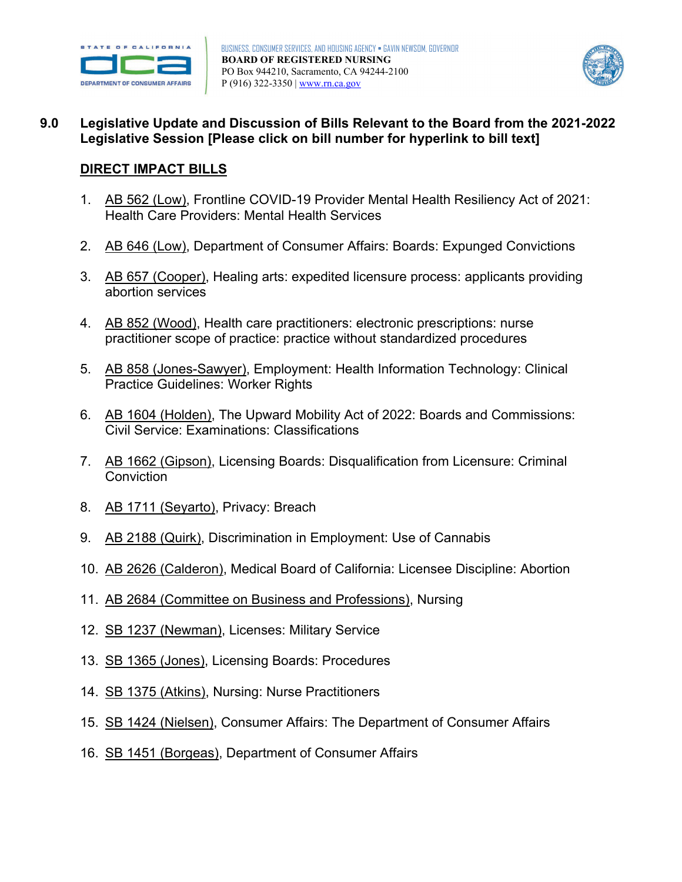## 9.0 Legislative Update and Discussion of Bills Relevant to the Board from the 2021-2022 Legislative Session [Please click on bill number for hyperlink to bill text]

### DIRECT IMPACT BILLS

1. AB 562 (Low), Frontline COVID-19 Provider Mental Health Resiliency Act of 2021: Health Care Providers: Mental Health Services
2. AB 646 (Low), Department of Consumer Affairs: Boards: Expunged Convictions
3. AB 657 (Cooper), Healing arts: expedited licensure process: applicants providing abortion services
4. AB 852 (Wood), Health care practitioners: electronic prescriptions: nurse practitioner scope of practice: practice without standardized procedures
5. AB 858 (Jones-Sawyer), Employment: Health Information Technology: Clinical Practice Guidelines: Worker Rights
6. AB 1604 (Holden), The Upward Mobility Act of 2022: Boards and Commissions: Civil Service: Examinations: Classifications
7. AB 1662 (Gipson), Licensing Boards: Disqualification from Licensure: Criminal Conviction
8. AB 1711 (Seyarto), Privacy: Breach
9. AB 2188 (Quirk), Discrimination in Employment: Use of Cannabis
10. AB 2626 (Calderon), Medical Board of California: Licensee Discipline: Abortion
11. AB 2684 (Committee on Business and Professions), Nursing
12. SB 1237 (Newman), Licenses: Military Service
13. SB 1365 (Jones), Licensing Boards: Procedures
14. SB 1375 (Atkins), Nursing: Nurse Practitioners
15. SB 1424 (Nielsen), Consumer Affairs: The Department of Consumer Affairs
16. SB 1451 (Borgeas), Department of Consumer Affairs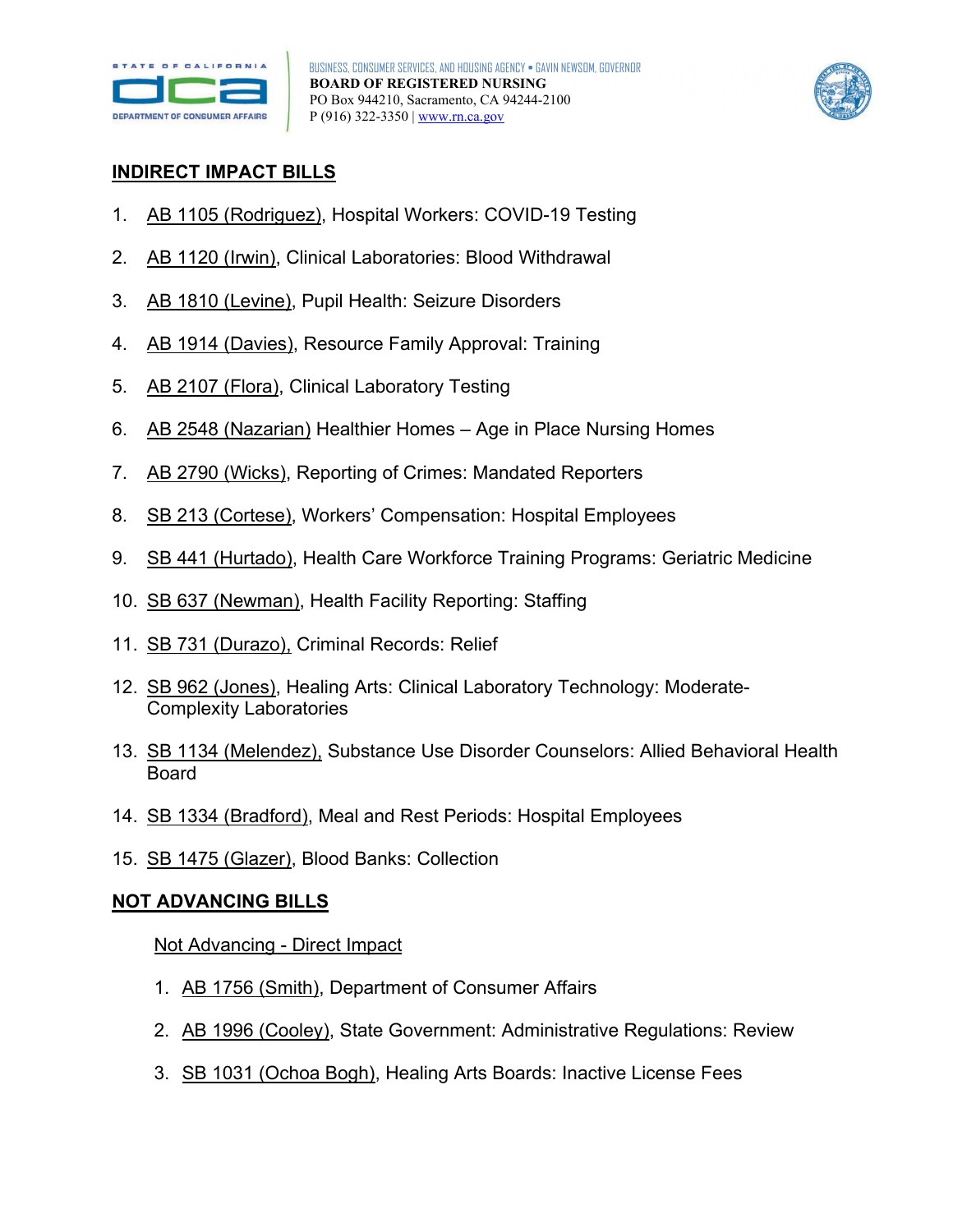## INDIRECT IMPACT BILLS

1. AB 1105 (Rodriguez), Hospital Workers: COVID-19 Testing
2. AB 1120 (Irwin), Clinical Laboratories: Blood Withdrawal
3. AB 1810 (Levine), Pupil Health: Seizure Disorders
4. AB 1914 (Davies), Resource Family Approval: Training
5. AB 2107 (Flora), Clinical Laboratory Testing
6. AB 2548 (Nazarian) Healthier Homes – Age in Place Nursing Homes
7. AB 2790 (Wicks), Reporting of Crimes: Mandated Reporters
8. SB 213 (Cortese), Workers' Compensation: Hospital Employees
9. SB 441 (Hurtado), Health Care Workforce Training Programs: Geriatric Medicine
10. SB 637 (Newman), Health Facility Reporting: Staffing
11. SB 731 (Durazo), Criminal Records: Relief
12. SB 962 (Jones), Healing Arts: Clinical Laboratory Technology: Moderate-Complexity Laboratories
13. SB 1134 (Melendez), Substance Use Disorder Counselors: Allied Behavioral Health Board
14. SB 1334 (Bradford), Meal and Rest Periods: Hospital Employees
15. SB 1475 (Glazer), Blood Banks: Collection

## NOT ADVANCING BILLS

### Not Advancing - Direct Impact

1. AB 1756 (Smith), Department of Consumer Affairs
2. AB 1996 (Cooley), State Government: Administrative Regulations: Review
3. SB 1031 (Ochoa Bogh), Healing Arts Boards: Inactive License Fees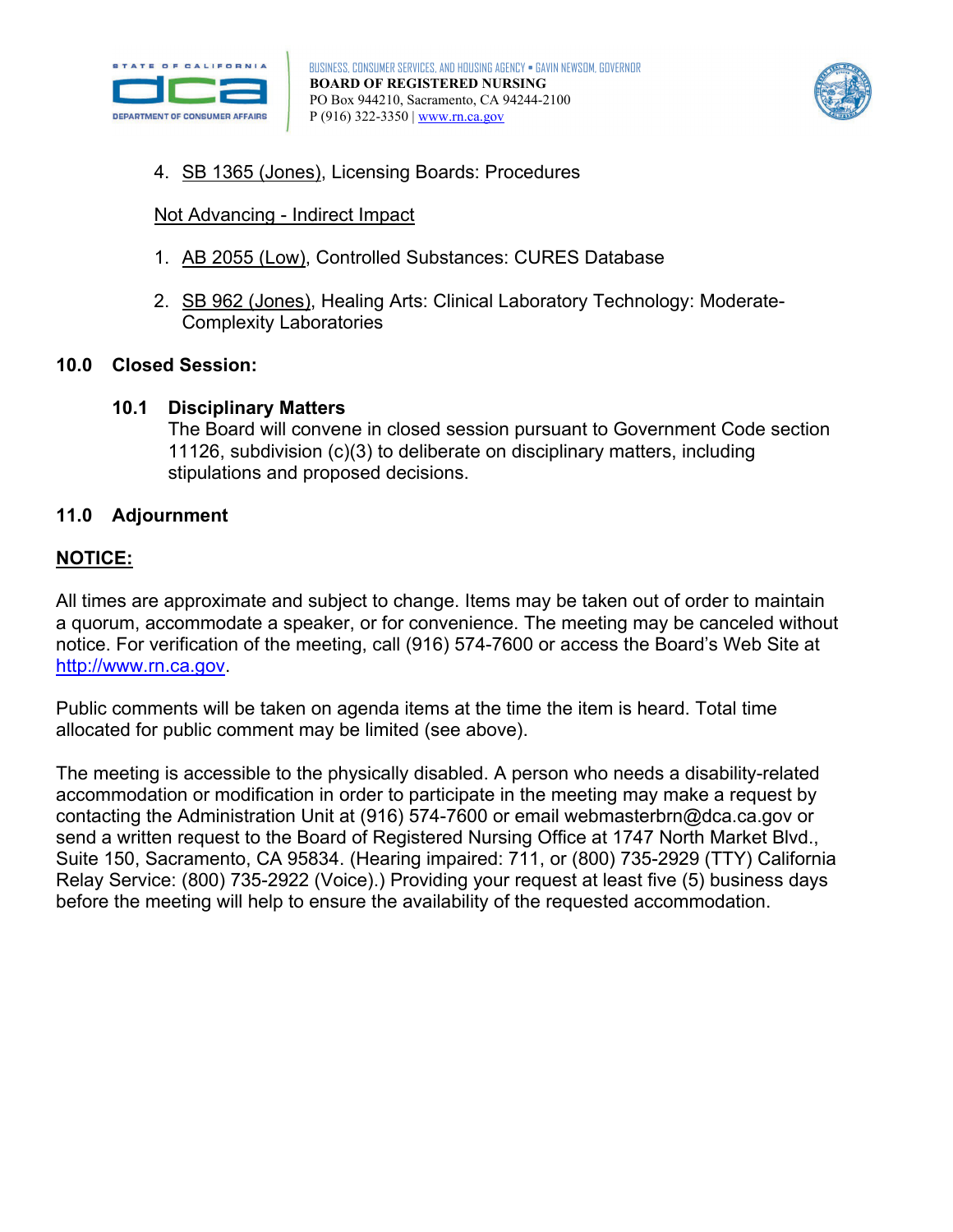4. SB 1365 (Jones), Licensing Boards: Procedures

Not Advancing - Indirect Impact

1. AB 2055 (Low), Controlled Substances: CURES Database

2. SB 962 (Jones), Healing Arts: Clinical Laboratory Technology: Moderate-Complexity Laboratories

**10.0 Closed Session:**

**10.1 Disciplinary Matters**

The Board will convene in closed session pursuant to Government Code section 11126, subdivision (c)(3) to deliberate on disciplinary matters, including stipulations and proposed decisions.

**11.0 Adjournment**

**NOTICE:**

All times are approximate and subject to change. Items may be taken out of order to maintain a quorum, accommodate a speaker, or for convenience. The meeting may be canceled without notice. For verification of the meeting, call (916) 574-7600 or access the Board's Web Site at http://www.rn.ca.gov.

Public comments will be taken on agenda items at the time the item is heard. Total time allocated for public comment may be limited (see above).

The meeting is accessible to the physically disabled. A person who needs a disability-related accommodation or modification in order to participate in the meeting may make a request by contacting the Administration Unit at (916) 574-7600 or email webmasterbrn@dca.ca.gov or send a written request to the Board of Registered Nursing Office at 1747 North Market Blvd., Suite 150, Sacramento, CA 95834. (Hearing impaired: 711, or (800) 735-2929 (TTY) California Relay Service: (800) 735-2922 (Voice).) Providing your request at least five (5) business days before the meeting will help to ensure the availability of the requested accommodation.